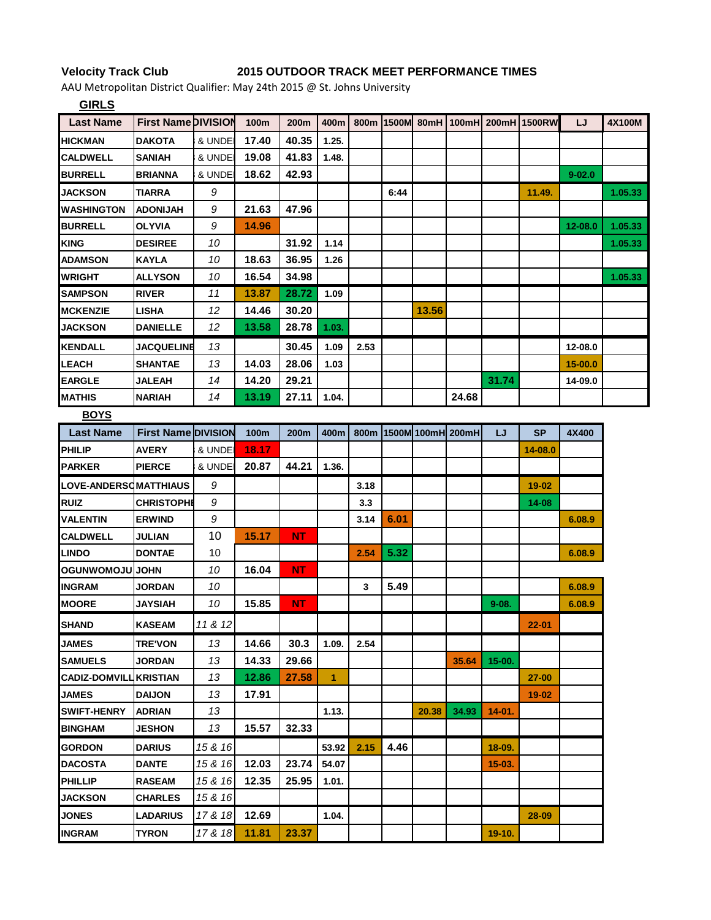**Velocity Track Club** **2015 OUTDOOR TRACK MEET PERFORMANCE TIMES**

AAU Metropolitan District Qualifier: May 24th 2015 @ St. Johns University

**GIRLS**

| Last Name | First Name | DIVISION | 100m | 200m | 400m | 800m | 1500M | 80mH | 100mH | 200mH | 1500RW | LJ | 4X100M |
|---|---|---|---|---|---|---|---|---|---|---|---|---|---|
| HICKMAN | DAKOTA | & UNDE | 17.40 | 40.35 | 1.25. | | | | | | | | |
| CALDWELL | SANIAH | & UNDE | 19.08 | 41.83 | 1.48. | | | | | | | | |
| BURRELL | BRIANNA | & UNDE | 18.62 | 42.93 | | | | | | | | 9-02.0 | |
| JACKSON | TIARRA | 9 | | | | | 6:44 | | | | 11.49. | | 1.05.33 |
| WASHINGTON | ADONIJAH | 9 | 21.63 | 47.96 | | | | | | | | | |
| BURRELL | OLYVIA | 9 | 14.96 | | | | | | | | | 12-08.0 | 1.05.33 |
| KING | DESIREE | 10 | | 31.92 | 1.14 | | | | | | | | 1.05.33 |
| ADAMSON | KAYLA | 10 | 18.63 | 36.95 | 1.26 | | | | | | | | |
| WRIGHT | ALLYSON | 10 | 16.54 | 34.98 | | | | | | | | | 1.05.33 |
| SAMPSON | RIVER | 11 | 13.87 | 28.72 | 1.09 | | | | | | | | |
| MCKENZIE | LISHA | 12 | 14.46 | 30.20 | | | | 13.56 | | | | | |
| JACKSON | DANIELLE | 12 | 13.58 | 28.78 | 1.03. | | | | | | | | |
| KENDALL | JACQUELINE | 13 | | 30.45 | 1.09 | 2.53 | | | | | | 12-08.0 | |
| LEACH | SHANTAE | 13 | 14.03 | 28.06 | 1.03 | | | | | | | 15-00.0 | |
| EARGLE | JALEAH | 14 | 14.20 | 29.21 | | | | | | 31.74 | | 14-09.0 | |
| MATHIS | NARIAH | 14 | 13.19 | 27.11 | 1.04. | | | | 24.68 | | | | |

**BOYS**

| Last Name | First Name | DIVISION | 100m | 200m | 400m | 800m | 1500M | 100mH | 200mH | LJ | SP | 4X400 |
|---|---|---|---|---|---|---|---|---|---|---|---|---|
| PHILIP | AVERY | & UNDE | 18.17 | | | | | | | | 14-08.0 | |
| PARKER | PIERCE | & UNDE | 20.87 | 44.21 | 1.36. | | | | | | | |
| LOVE-ANDERSO | MATTHIAUS | 9 | | | | 3.18 | | | | | 19-02 | |
| RUIZ | CHRISTOPHE | 9 | | | | 3.3 | | | | | 14-08 | |
| VALENTIN | ERWIND | 9 | | | | 3.14 | 6.01 | | | | | 6.08.9 |
| CALDWELL | JULIAN | 10 | 15.17 | NT | | | | | | | | |
| LINDO | DONTAE | 10 | | | | 2.54 | 5.32 | | | | | 6.08.9 |
| OGUNWOMOJU | JOHN | 10 | 16.04 | NT | | | | | | | | |
| INGRAM | JORDAN | 10 | | | | 3 | 5.49 | | | | | 6.08.9 |
| MOORE | JAYSIAH | 10 | 15.85 | NT | | | | | | 9-08. | | 6.08.9 |
| SHAND | KASEAM | 11 & 12 | | | | | | | | | 22-01 | |
| JAMES | TRE'VON | 13 | 14.66 | 30.3 | 1.09. | 2.54 | | | | | | |
| SAMUELS | JORDAN | 13 | 14.33 | 29.66 | | | | | 35.64 | 15-00. | | |
| CADIZ-DOMVILL | KRISTIAN | 13 | 12.86 | 27.58 | 1 | | | | | | 27-00 | |
| JAMES | DAIJON | 13 | 17.91 | | | | | | | | 19-02 | |
| SWIFT-HENRY | ADRIAN | 13 | | | 1.13. | | | 20.38 | 34.93 | 14-01. | | |
| BINGHAM | JESHON | 13 | 15.57 | 32.33 | | | | | | | | |
| GORDON | DARIUS | 15 & 16 | | | 53.92 | 2.15 | 4.46 | | | 18-09. | | |
| DACOSTA | DANTE | 15 & 16 | 12.03 | 23.74 | 54.07 | | | | | 15-03. | | |
| PHILLIP | RASEAM | 15 & 16 | 12.35 | 25.95 | 1.01. | | | | | | | |
| JACKSON | CHARLES | 15 & 16 | | | | | | | | | | |
| JONES | LADARIUS | 17 & 18 | 12.69 | | 1.04. | | | | | | 28-09 | |
| INGRAM | TYRON | 17 & 18 | 11.81 | 23.37 | | | | | | 19-10. | | |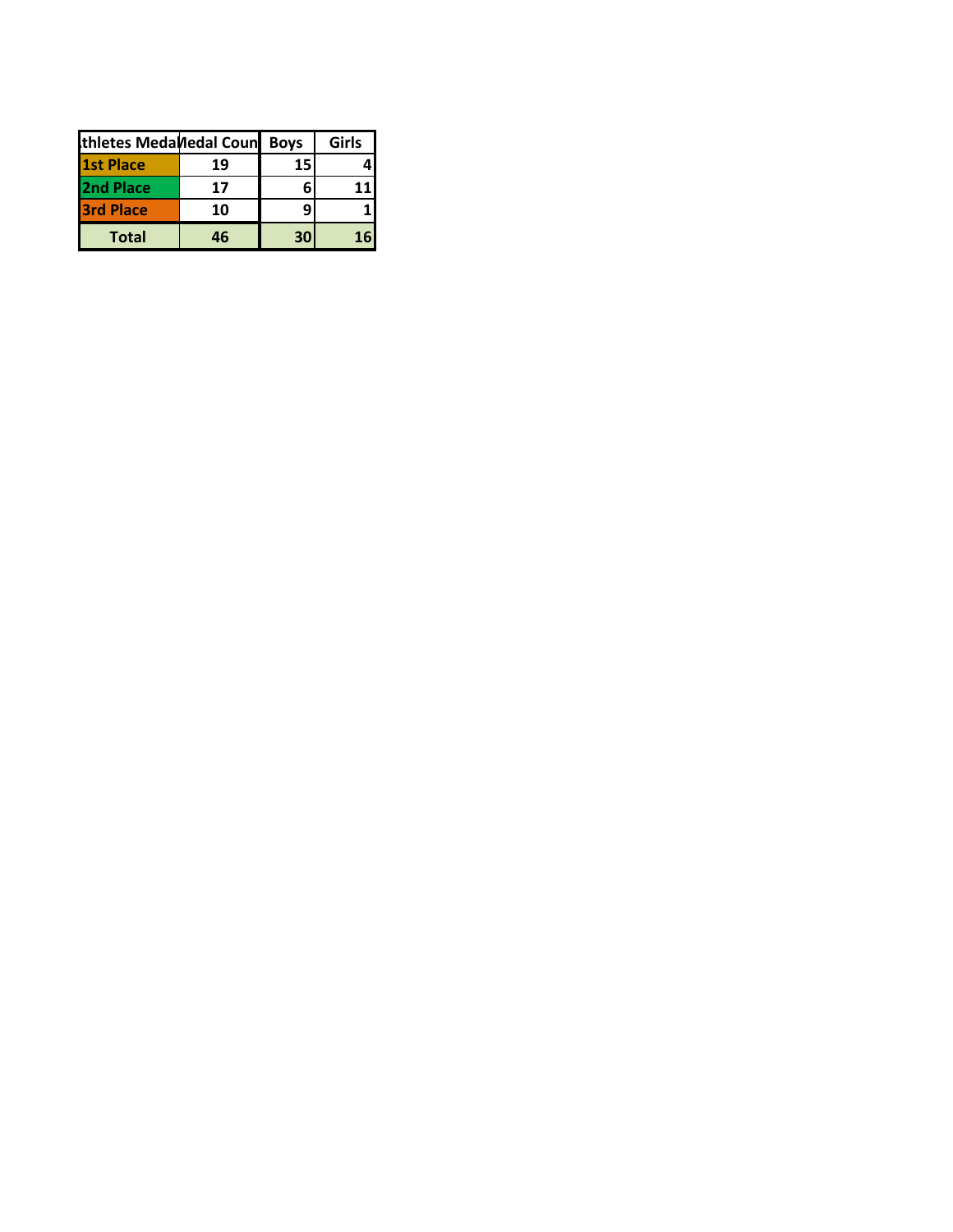| thletes Meda | Medal Coun | Boys | Girls |
|---|---|---|---|
| 1st Place | 19 | 15 | 4 |
| 2nd Place | 17 | 6 | 11 |
| 3rd Place | 10 | 9 | 1 |
| Total | 46 | 30 | 16 |